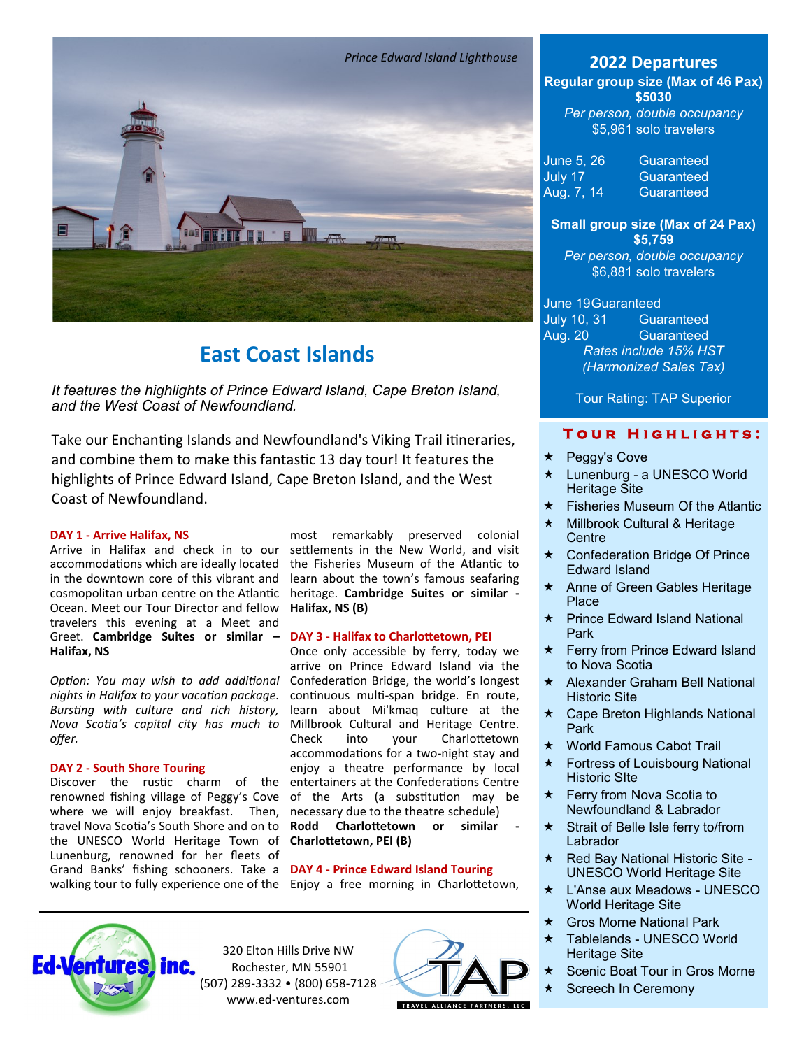*Prince Edward Island Lighthouse*

# East Coast Islands

*It features the highlights of Prince Edward Island, Cape Breton Island, and the West Coast of Newfoundland.*

Take our Enchanting Islands and Newfoundland's Viking Trail itineraries, and combine them to make this fantastic 13 day tour! It features the highlights of Prince Edward Island, Cape Breton Island, and the West Coast of Newfoundland.

**DAY 1 - Arrive Halifax, NS**

Arrive in Halifax and check in to our accommodations which are ideally located in the downtown core of this vibrant and cosmopolitan urban centre on the Atlantic Ocean. Meet our Tour Director and fellow travelers this evening at a Meet and Greet. **Cambridge Suites or similar – Halifax, NS**

*Option: You may wish to add additional nights in Halifax to your vacation package. Bursting with culture and rich history, Nova Scotia's capital city has much to offer.*

**DAY 2 - South Shore Touring**

Discover the rustic charm of the renowned fishing village of Peggy's Cove where we will enjoy breakfast. Then, travel Nova Scotia's South Shore and on to the UNESCO World Heritage Town of Lunenburg, renowned for her fleets of Grand Banks' fishing schooners. Take a walking tour to fully experience one of the most remarkably preserved colonial settlements in the New World, and visit the Fisheries Museum of the Atlantic to learn about the town's famous seafaring heritage. **Cambridge Suites or similar - Halifax, NS (B)**

**DAY 3 - Halifax to Charlottetown, PEI**

Once only accessible by ferry, today we arrive on Prince Edward Island via the Confederation Bridge, the world's longest continuous multi-span bridge. En route, learn about Mi'kmaq culture at the Millbrook Cultural and Heritage Centre. Check into your Charlottetown accommodations for a two-night stay and enjoy a theatre performance by local entertainers at the Confederations Centre of the Arts (a substitution may be necessary due to the theatre schedule) **Rodd Charlottetown or similar - Charlottetown, PEI (B)**

**DAY 4 - Prince Edward Island Touring**

Enjoy a free morning in Charlottetown,

## 2022 Departures

**Regular group size (Max of 46 Pax)**
**$5030**
*Per person, double occupancy*
$5,961 solo travelers

| | |
|---|---|
| June 5, 26 | Guaranteed |
| July 17 | Guaranteed |
| Aug. 7, 14 | Guaranteed |

**Small group size (Max of 24 Pax)**
**$5,759**
*Per person, double occupancy*
$6,881 solo travelers

| | |
|---|---|
| June 19 | Guaranteed |
| July 10, 31 | Guaranteed |
| Aug. 20 | Guaranteed |

*Rates include 15% HST (Harmonized Sales Tax)*

Tour Rating: TAP Superior

## Tour Highlights:

- Peggy's Cove
- Lunenburg - a UNESCO World Heritage Site
- Fisheries Museum Of the Atlantic
- Millbrook Cultural & Heritage Centre
- Confederation Bridge Of Prince Edward Island
- Anne of Green Gables Heritage Place
- Prince Edward Island National Park
- Ferry from Prince Edward Island to Nova Scotia
- Alexander Graham Bell National Historic Site
- Cape Breton Highlands National Park
- World Famous Cabot Trail
- Fortress of Louisbourg National Historic SIte
- Ferry from Nova Scotia to Newfoundland & Labrador
- Strait of Belle Isle ferry to/from Labrador
- Red Bay National Historic Site - UNESCO World Heritage Site
- L'Anse aux Meadows - UNESCO World Heritage Site
- Gros Morne National Park
- Tablelands - UNESCO World Heritage Site
- Scenic Boat Tour in Gros Morne
- Screech In Ceremony

Ed-Ventures, inc.

320 Elton Hills Drive NW
Rochester, MN 55901
(507) 289-3332 • (800) 658-7128
www.ed-ventures.com

TAP TRAVEL ALLIANCE PARTNERS, LLC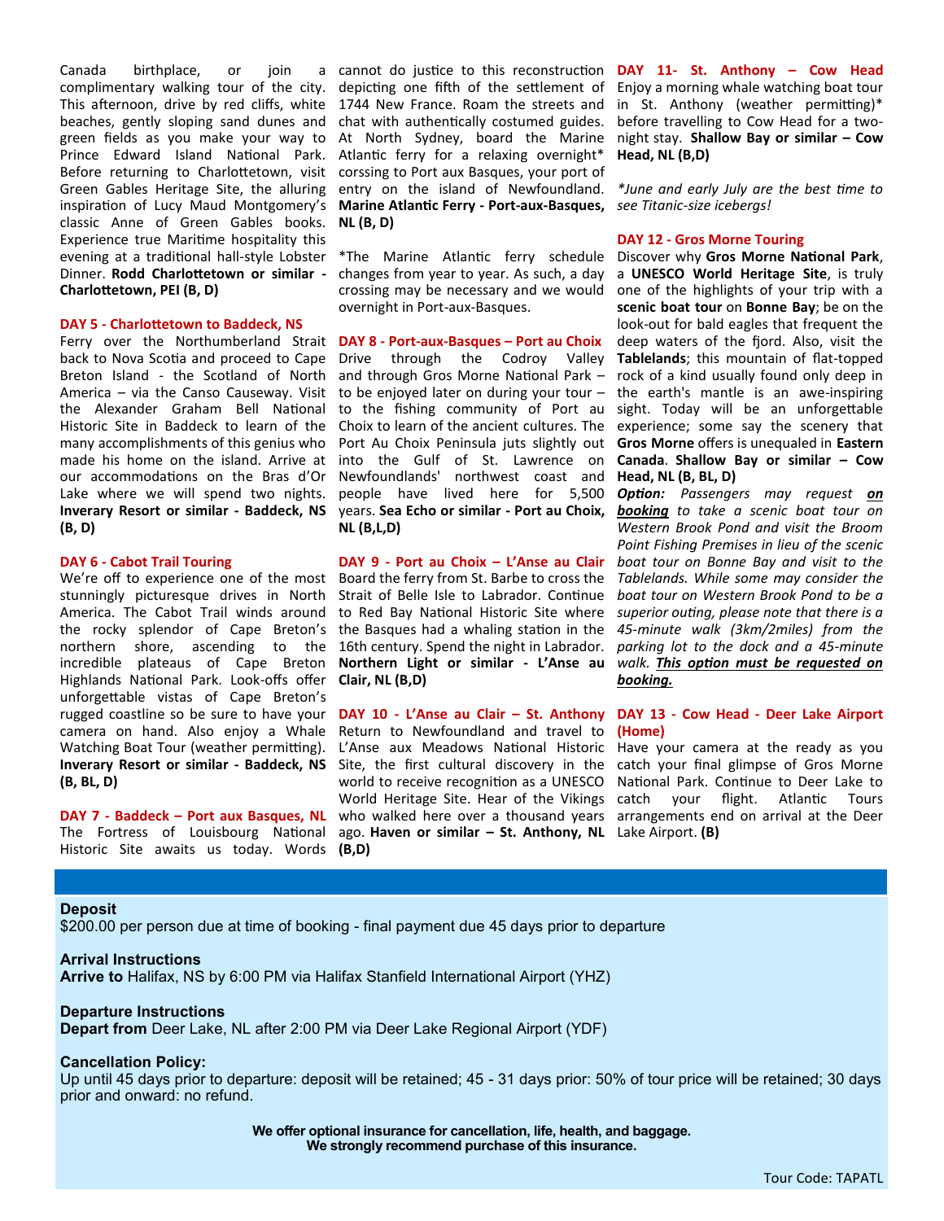Canada birthplace, or join a complimentary walking tour of the city. This afternoon, drive by red cliffs, white beaches, gently sloping sand dunes and green fields as you make your way to Prince Edward Island National Park. Before returning to Charlottetown, visit Green Gables Heritage Site, the alluring inspiration of Lucy Maud Montgomery's classic Anne of Green Gables books. Experience true Maritime hospitality this evening at a traditional hall-style Lobster Dinner. **Rodd Charlottetown or similar - Charlottetown, PEI (B, D)**

**DAY 5 - Charlottetown to Baddeck, NS**

Ferry over the Northumberland Strait back to Nova Scotia and proceed to Cape Breton Island - the Scotland of North America – via the Canso Causeway. Visit the Alexander Graham Bell National Historic Site in Baddeck to learn of the many accomplishments of this genius who made his home on the island. Arrive at our accommodations on the Bras d'Or Lake where we will spend two nights. **Inverary Resort or similar - Baddeck, NS (B, D)**

**DAY 6 - Cabot Trail Touring**

We're off to experience one of the most stunningly picturesque drives in North America. The Cabot Trail winds around the rocky splendor of Cape Breton's northern shore, ascending to the incredible plateaus of Cape Breton Highlands National Park. Look-offs offer unforgettable vistas of Cape Breton's rugged coastline so be sure to have your camera on hand. Also enjoy a Whale Watching Boat Tour (weather permitting). **Inverary Resort or similar - Baddeck, NS (B, BL, D)**

**DAY 7 - Baddeck – Port aux Basques, NL**

The Fortress of Louisbourg National Historic Site awaits us today. Words cannot do justice to this reconstruction depicting one fifth of the settlement of 1744 New France. Roam the streets and chat with authentically costumed guides. At North Sydney, board the Marine Atlantic ferry for a relaxing overnight* corssing to Port aux Basques, your port of entry on the island of Newfoundland. **Marine Atlantic Ferry - Port-aux-Basques, NL (B, D)**

*The Marine Atlantic ferry schedule changes from year to year. As such, a day crossing may be necessary and we would overnight in Port-aux-Basques.

**DAY 8 - Port-aux-Basques – Port au Choix**

Drive through the Codroy Valley and through Gros Morne National Park – to be enjoyed later on during your tour – to the fishing community of Port au Choix to learn of the ancient cultures. The Port Au Choix Peninsula juts slightly out into the Gulf of St. Lawrence on Newfoundlands' northwest coast and people have lived here for 5,500 years. **Sea Echo or similar - Port au Choix, NL (B,L,D)**

**DAY 9 - Port au Choix – L'Anse au Clair**

Board the ferry from St. Barbe to cross the Strait of Belle Isle to Labrador. Continue to Red Bay National Historic Site where the Basques had a whaling station in the 16th century. Spend the night in Labrador. **Northern Light or similar - L'Anse au Clair, NL (B,D)**

**DAY 10 - L'Anse au Clair – St. Anthony**

Return to Newfoundland and travel to L'Anse aux Meadows National Historic Site, the first cultural discovery in the world to receive recognition as a UNESCO World Heritage Site. Hear of the Vikings who walked here over a thousand years ago. **Haven or similar – St. Anthony, NL (B,D)**

**DAY 11- St. Anthony – Cow Head**

Enjoy a morning whale watching boat tour in St. Anthony (weather permitting)* before travelling to Cow Head for a two-night stay. **Shallow Bay or similar – Cow Head, NL (B,D)**

*\*June and early July are the best time to see Titanic-size icebergs!*

**DAY 12 - Gros Morne Touring**

Discover why **Gros Morne National Park**, a **UNESCO World Heritage Site**, is truly one of the highlights of your trip with a **scenic boat tour** on **Bonne Bay**; be on the look-out for bald eagles that frequent the deep waters of the fjord. Also, visit the **Tablelands**; this mountain of flat-topped rock of a kind usually found only deep in the earth's mantle is an awe-inspiring sight. Today will be an unforgettable experience; some say the scenery that **Gros Morne** offers is unequaled in **Eastern Canada**. **Shallow Bay or similar – Cow Head, NL (B, BL, D)**

***Option:*** *Passengers may request **on booking** to take a scenic boat tour on Western Brook Pond and visit the Broom Point Fishing Premises in lieu of the scenic boat tour on Bonne Bay and visit to the Tablelands. While some may consider the boat tour on Western Brook Pond to be a superior outing, please note that there is a 45-minute walk (3km/2miles) from the parking lot to the dock and a 45-minute walk. **This option must be requested on booking.***

**DAY 13 - Cow Head - Deer Lake Airport (Home)**

Have your camera at the ready as you catch your final glimpse of Gros Morne National Park. Continue to Deer Lake to catch your flight. Atlantic Tours arrangements end on arrival at the Deer Lake Airport. **(B)**

**Deposit**

$200.00 per person due at time of booking - final payment due 45 days prior to departure

**Arrival Instructions**

**Arrive to** Halifax, NS by 6:00 PM via Halifax Stanfield International Airport (YHZ)

**Departure Instructions**

**Depart from** Deer Lake, NL after 2:00 PM via Deer Lake Regional Airport (YDF)

**Cancellation Policy:**

Up until 45 days prior to departure: deposit will be retained; 45 - 31 days prior: 50% of tour price will be retained; 30 days prior and onward: no refund.

**We offer optional insurance for cancellation, life, health, and baggage.**
**We strongly recommend purchase of this insurance.**

Tour Code: TAPATL